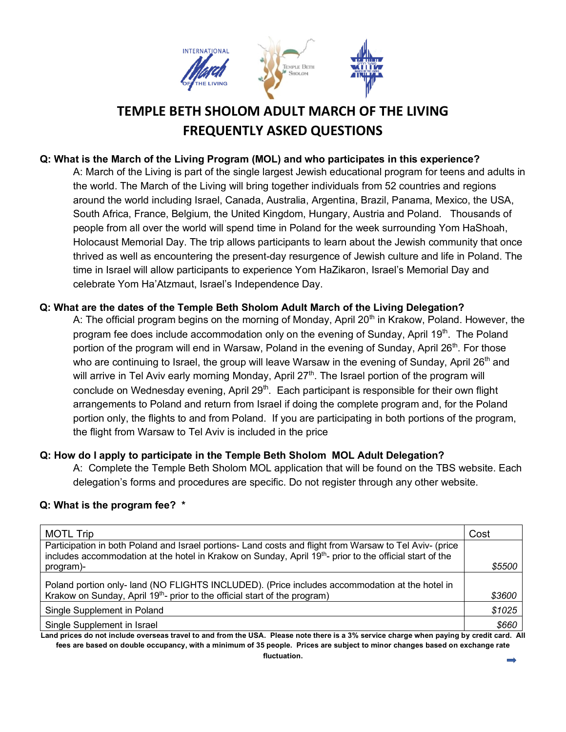# TEMPLE BETH SHOLOM ADULT MARCH OF THE LIVING FREQUENTLY ASKED QUESTIONS

**Q: What is the March of the Living Program (MOL) and who participates in this experience?**

A: March of the Living is part of the single largest Jewish educational program for teens and adults in the world. The March of the Living will bring together individuals from 52 countries and regions around the world including Israel, Canada, Australia, Argentina, Brazil, Panama, Mexico, the USA, South Africa, France, Belgium, the United Kingdom, Hungary, Austria and Poland. Thousands of people from all over the world will spend time in Poland for the week surrounding Yom HaShoah, Holocaust Memorial Day. The trip allows participants to learn about the Jewish community that once thrived as well as encountering the present-day resurgence of Jewish culture and life in Poland. The time in Israel will allow participants to experience Yom HaZikaron, Israel's Memorial Day and celebrate Yom Ha'Atzmaut, Israel's Independence Day.

**Q: What are the dates of the Temple Beth Sholom Adult March of the Living Delegation?**

A: The official program begins on the morning of Monday, April 20th in Krakow, Poland. However, the program fee does include accommodation only on the evening of Sunday, April 19th. The Poland portion of the program will end in Warsaw, Poland in the evening of Sunday, April 26th. For those who are continuing to Israel, the group will leave Warsaw in the evening of Sunday, April 26th and will arrive in Tel Aviv early morning Monday, April 27th. The Israel portion of the program will conclude on Wednesday evening, April 29th. Each participant is responsible for their own flight arrangements to Poland and return from Israel if doing the complete program and, for the Poland portion only, the flights to and from Poland. If you are participating in both portions of the program, the flight from Warsaw to Tel Aviv is included in the price

**Q: How do I apply to participate in the Temple Beth Sholom MOL Adult Delegation?**

A: Complete the Temple Beth Sholom MOL application that will be found on the TBS website. Each delegation's forms and procedures are specific. Do not register through any other website.

**Q: What is the program fee? ***

| MOTL Trip | Cost |
|---|---|
| Participation in both Poland and Israel portions- Land costs and flight from Warsaw to Tel Aviv- (price includes accommodation at the hotel in Krakow on Sunday, April 19th- prior to the official start of the program)- | *$5500* |
| Poland portion only- land (NO FLIGHTS INCLUDED). (Price includes accommodation at the hotel in Krakow on Sunday, April 19th- prior to the official start of the program) | *$3600* |
| Single Supplement in Poland | *$1025* |
| Single Supplement in Israel | *$660* |

**Land prices do not include overseas travel to and from the USA. Please note there is a 3% service charge when paying by credit card. All fees are based on double occupancy, with a minimum of 35 people. Prices are subject to minor changes based on exchange rate fluctuation.**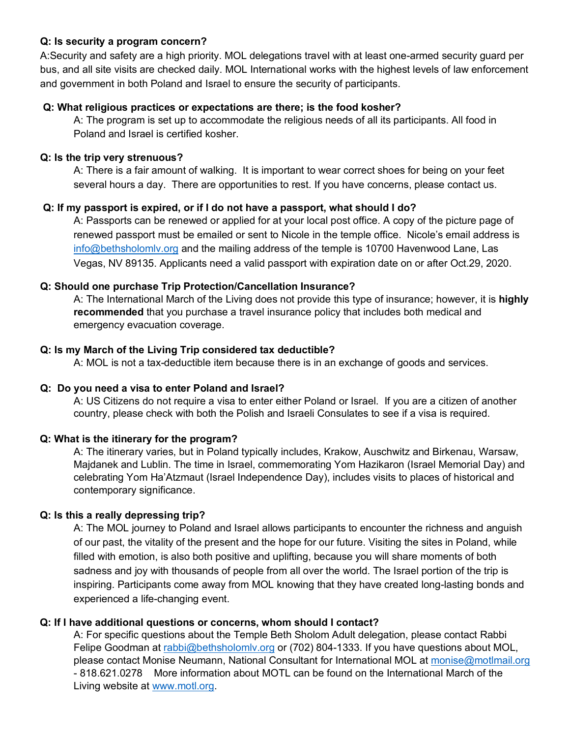**Q: Is security a program concern?**

A:Security and safety are a high priority. MOL delegations travel with at least one-armed security guard per bus, and all site visits are checked daily. MOL International works with the highest levels of law enforcement and government in both Poland and Israel to ensure the security of participants.

**Q: What religious practices or expectations are there; is the food kosher?**

A: The program is set up to accommodate the religious needs of all its participants. All food in Poland and Israel is certified kosher.

**Q: Is the trip very strenuous?**

A: There is a fair amount of walking. It is important to wear correct shoes for being on your feet several hours a day. There are opportunities to rest. If you have concerns, please contact us.

**Q: If my passport is expired, or if I do not have a passport, what should I do?**

A: Passports can be renewed or applied for at your local post office. A copy of the picture page of renewed passport must be emailed or sent to Nicole in the temple office. Nicole's email address is info@bethsholomlv.org and the mailing address of the temple is 10700 Havenwood Lane, Las Vegas, NV 89135. Applicants need a valid passport with expiration date on or after Oct.29, 2020.

**Q: Should one purchase Trip Protection/Cancellation Insurance?**

A: The International March of the Living does not provide this type of insurance; however, it is **highly recommended** that you purchase a travel insurance policy that includes both medical and emergency evacuation coverage.

**Q: Is my March of the Living Trip considered tax deductible?**

A: MOL is not a tax-deductible item because there is in an exchange of goods and services.

**Q: Do you need a visa to enter Poland and Israel?**

A: US Citizens do not require a visa to enter either Poland or Israel. If you are a citizen of another country, please check with both the Polish and Israeli Consulates to see if a visa is required.

**Q: What is the itinerary for the program?**

A: The itinerary varies, but in Poland typically includes, Krakow, Auschwitz and Birkenau, Warsaw, Majdanek and Lublin. The time in Israel, commemorating Yom Hazikaron (Israel Memorial Day) and celebrating Yom Ha'Atzmaut (Israel Independence Day), includes visits to places of historical and contemporary significance.

**Q: Is this a really depressing trip?**

A: The MOL journey to Poland and Israel allows participants to encounter the richness and anguish of our past, the vitality of the present and the hope for our future. Visiting the sites in Poland, while filled with emotion, is also both positive and uplifting, because you will share moments of both sadness and joy with thousands of people from all over the world. The Israel portion of the trip is inspiring. Participants come away from MOL knowing that they have created long-lasting bonds and experienced a life-changing event.

**Q: If I have additional questions or concerns, whom should I contact?**

A: For specific questions about the Temple Beth Sholom Adult delegation, please contact Rabbi Felipe Goodman at rabbi@bethsholomlv.org or (702) 804-1333. If you have questions about MOL, please contact Monise Neumann, National Consultant for International MOL at monise@motlmail.org - 818.621.0278 More information about MOTL can be found on the International March of the Living website at www.motl.org.